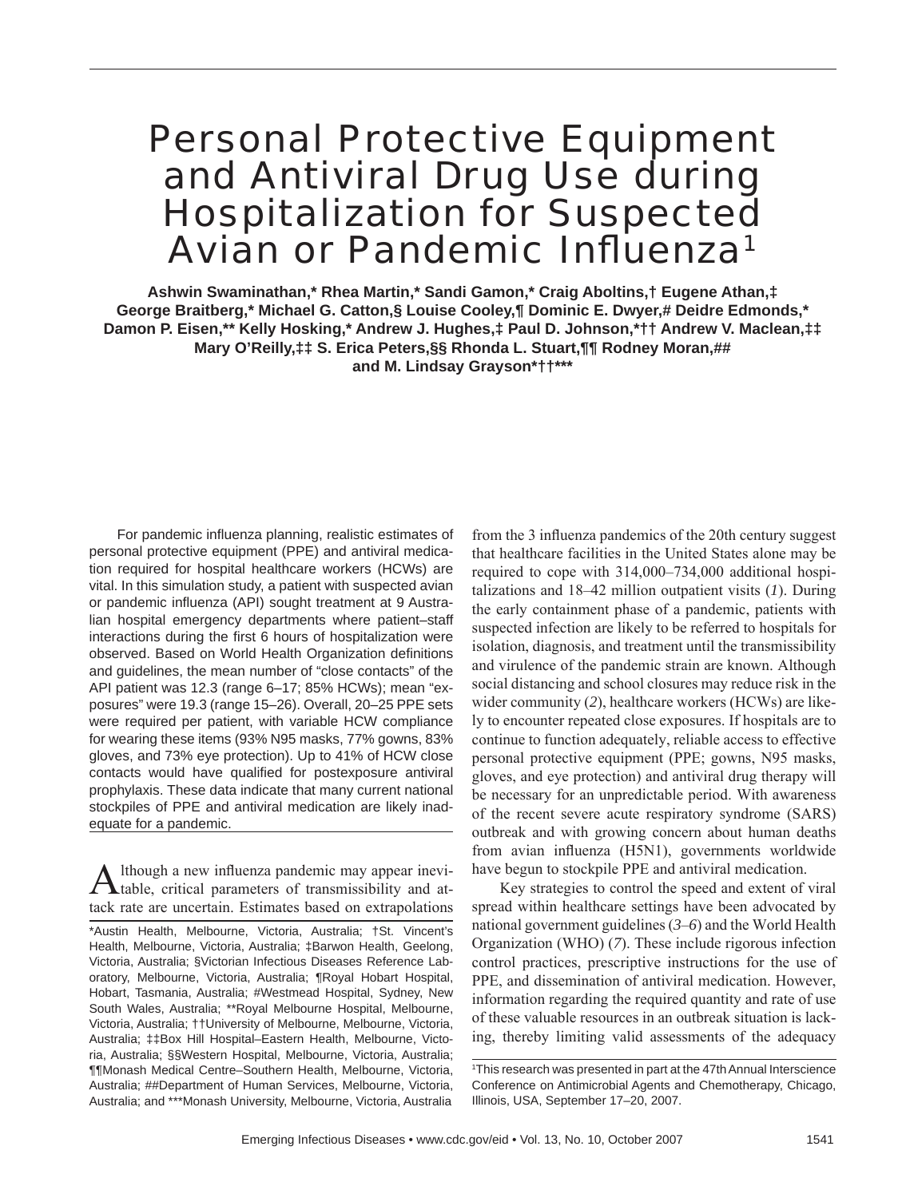# Personal Protective Equipment and Antiviral Drug Use during Hospitalization for Suspected Avian or Pandemic Influenza[1]

**Ashwin Swaminathan,* Rhea Martin,* Sandi Gamon,* Craig Aboltins,† Eugene Athan,‡ George Braitberg,* Michael G. Catton,§ Louise Cooley,¶ Dominic E. Dwyer,# Deidre Edmonds,* Damon P. Eisen,** Kelly Hosking,* Andrew J. Hughes,‡ Paul D. Johnson,*†† Andrew V. Maclean,‡‡ Mary O'Reilly,‡‡ S. Erica Peters,§§ Rhonda L. Stuart,¶¶ Rodney Moran,## and M. Lindsay Grayson*††*****

For pandemic influenza planning, realistic estimates of personal protective equipment (PPE) and antiviral medication required for hospital healthcare workers (HCWs) are vital. In this simulation study, a patient with suspected avian or pandemic influenza (API) sought treatment at 9 Australian hospital emergency departments where patient–staff interactions during the first 6 hours of hospitalization were observed. Based on World Health Organization definitions and guidelines, the mean number of "close contacts" of the API patient was 12.3 (range 6–17; 85% HCWs); mean "exposures" were 19.3 (range 15–26). Overall, 20–25 PPE sets were required per patient, with variable HCW compliance for wearing these items (93% N95 masks, 77% gowns, 83% gloves, and 73% eye protection). Up to 41% of HCW close contacts would have qualified for postexposure antiviral prophylaxis. These data indicate that many current national stockpiles of PPE and antiviral medication are likely inadequate for a pandemic.

Although a new influenza pandemic may appear inevitable, critical parameters of transmissibility and attack rate are uncertain. Estimates based on extrapolations from the 3 influenza pandemics of the 20th century suggest that healthcare facilities in the United States alone may be required to cope with 314,000–734,000 additional hospitalizations and 18–42 million outpatient visits (*1*). During the early containment phase of a pandemic, patients with suspected infection are likely to be referred to hospitals for isolation, diagnosis, and treatment until the transmissibility and virulence of the pandemic strain are known. Although social distancing and school closures may reduce risk in the wider community (*2*), healthcare workers (HCWs) are likely to encounter repeated close exposures. If hospitals are to continue to function adequately, reliable access to effective personal protective equipment (PPE; gowns, N95 masks, gloves, and eye protection) and antiviral drug therapy will be necessary for an unpredictable period. With awareness of the recent severe acute respiratory syndrome (SARS) outbreak and with growing concern about human deaths from avian influenza (H5N1), governments worldwide have begun to stockpile PPE and antiviral medication.

Key strategies to control the speed and extent of viral spread within healthcare settings have been advocated by national government guidelines (*3*–*6*) and the World Health Organization (WHO) (*7*). These include rigorous infection control practices, prescriptive instructions for the use of PPE, and dissemination of antiviral medication. However, information regarding the required quantity and rate of use of these valuable resources in an outbreak situation is lacking, thereby limiting valid assessments of the adequacy

*Austin Health, Melbourne, Victoria, Australia; †St. Vincent's Health, Melbourne, Victoria, Australia; ‡Barwon Health, Geelong, Victoria, Australia; §Victorian Infectious Diseases Reference Laboratory, Melbourne, Victoria, Australia; ¶Royal Hobart Hospital, Hobart, Tasmania, Australia; #Westmead Hospital, Sydney, New South Wales, Australia; **Royal Melbourne Hospital, Melbourne, Victoria, Australia; ††University of Melbourne, Melbourne, Victoria, Australia; ‡‡Box Hill Hospital–Eastern Health, Melbourne, Victoria, Australia; §§Western Hospital, Melbourne, Victoria, Australia; ¶¶Monash Medical Centre–Southern Health, Melbourne, Victoria, Australia; ##Department of Human Services, Melbourne, Victoria, Australia; and ***Monash University, Melbourne, Victoria, Australia

[1]This research was presented in part at the 47th Annual Interscience Conference on Antimicrobial Agents and Chemotherapy, Chicago, Illinois, USA, September 17–20, 2007.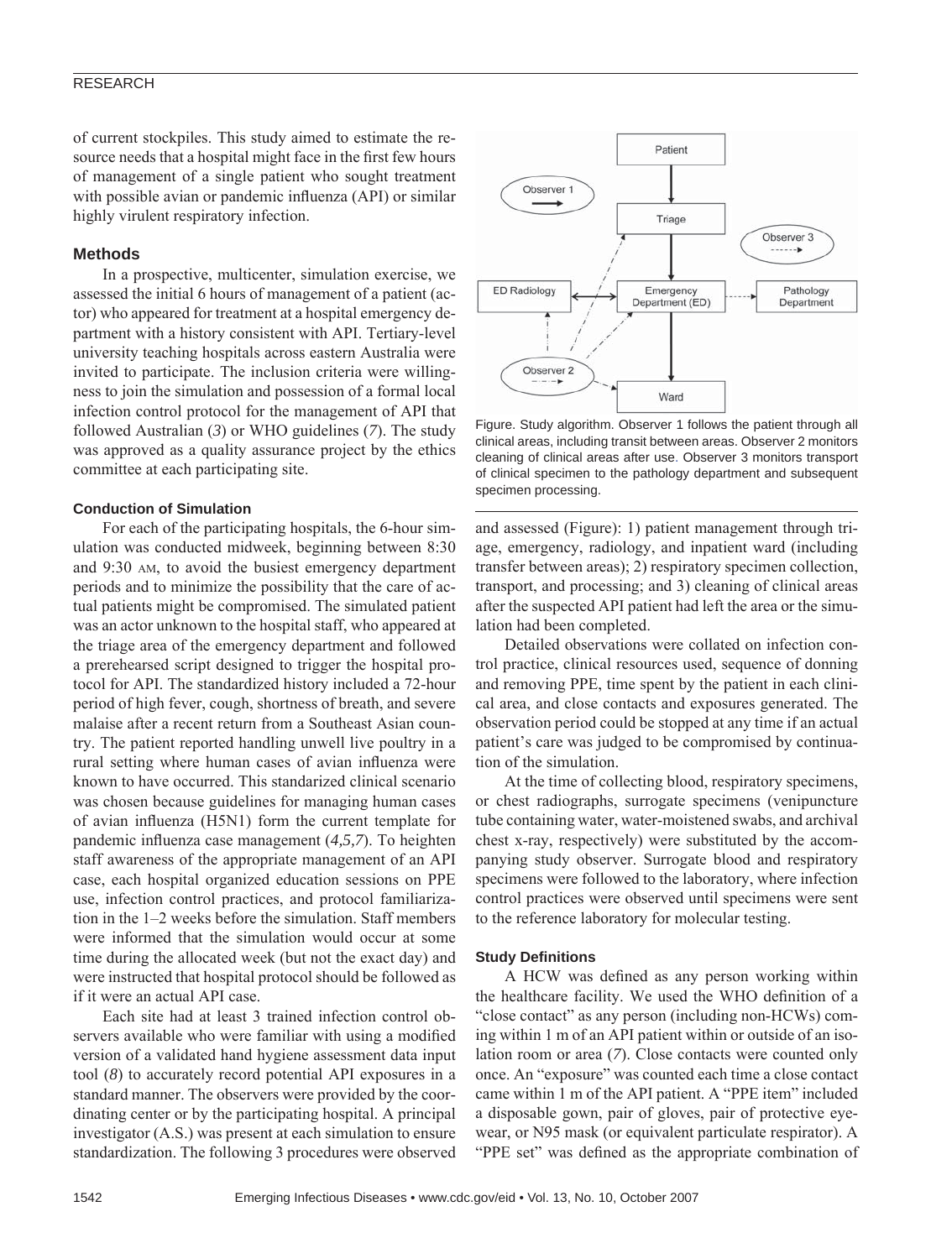of current stockpiles. This study aimed to estimate the resource needs that a hospital might face in the first few hours of management of a single patient who sought treatment with possible avian or pandemic influenza (API) or similar highly virulent respiratory infection.

## Methods

In a prospective, multicenter, simulation exercise, we assessed the initial 6 hours of management of a patient (actor) who appeared for treatment at a hospital emergency department with a history consistent with API. Tertiary-level university teaching hospitals across eastern Australia were invited to participate. The inclusion criteria were willingness to join the simulation and possession of a formal local infection control protocol for the management of API that followed Australian (*3*) or WHO guidelines (*7*). The study was approved as a quality assurance project by the ethics committee at each participating site.

### Conduction of Simulation

For each of the participating hospitals, the 6-hour simulation was conducted midweek, beginning between 8:30 and 9:30 AM, to avoid the busiest emergency department periods and to minimize the possibility that the care of actual patients might be compromised. The simulated patient was an actor unknown to the hospital staff, who appeared at the triage area of the emergency department and followed a prerehearsed script designed to trigger the hospital protocol for API. The standardized history included a 72-hour period of high fever, cough, shortness of breath, and severe malaise after a recent return from a Southeast Asian country. The patient reported handling unwell live poultry in a rural setting where human cases of avian influenza were known to have occurred. This standardized clinical scenario was chosen because guidelines for managing human cases of avian influenza (H5N1) form the current template for pandemic influenza case management (*4,5,7*). To heighten staff awareness of the appropriate management of an API case, each hospital organized education sessions on PPE use, infection control practices, and protocol familiarization in the 1–2 weeks before the simulation. Staff members were informed that the simulation would occur at some time during the allocated week (but not the exact day) and were instructed that hospital protocol should be followed as if it were an actual API case.

Each site had at least 3 trained infection control observers available who were familiar with using a modified version of a validated hand hygiene assessment data input tool (*8*) to accurately record potential API exposures in a standard manner. The observers were provided by the coordinating center or by the participating hospital. A principal investigator (A.S.) was present at each simulation to ensure standardization. The following 3 procedures were observed and assessed (Figure): 1) patient management through triage, emergency, radiology, and inpatient ward (including transfer between areas); 2) respiratory specimen collection, transport, and processing; and 3) cleaning of clinical areas after the suspected API patient had left the area or the simulation had been completed.

Figure. Study algorithm. Observer 1 follows the patient through all clinical areas, including transit between areas. Observer 2 monitors cleaning of clinical areas after use. Observer 3 monitors transport of clinical specimen to the pathology department and subsequent specimen processing.

Detailed observations were collated on infection control practice, clinical resources used, sequence of donning and removing PPE, time spent by the patient in each clinical area, and close contacts and exposures generated. The observation period could be stopped at any time if an actual patient's care was judged to be compromised by continuation of the simulation.

At the time of collecting blood, respiratory specimens, or chest radiographs, surrogate specimens (venipuncture tube containing water, water-moistened swabs, and archival chest x-ray, respectively) were substituted by the accompanying study observer. Surrogate blood and respiratory specimens were followed to the laboratory, where infection control practices were observed until specimens were sent to the reference laboratory for molecular testing.

### Study Definitions

A HCW was defined as any person working within the healthcare facility. We used the WHO definition of a "close contact" as any person (including non-HCWs) coming within 1 m of an API patient within or outside of an isolation room or area (*7*). Close contacts were counted only once. An "exposure" was counted each time a close contact came within 1 m of the API patient. A "PPE item" included a disposable gown, pair of gloves, pair of protective eyewear, or N95 mask (or equivalent particulate respirator). A "PPE set" was defined as the appropriate combination of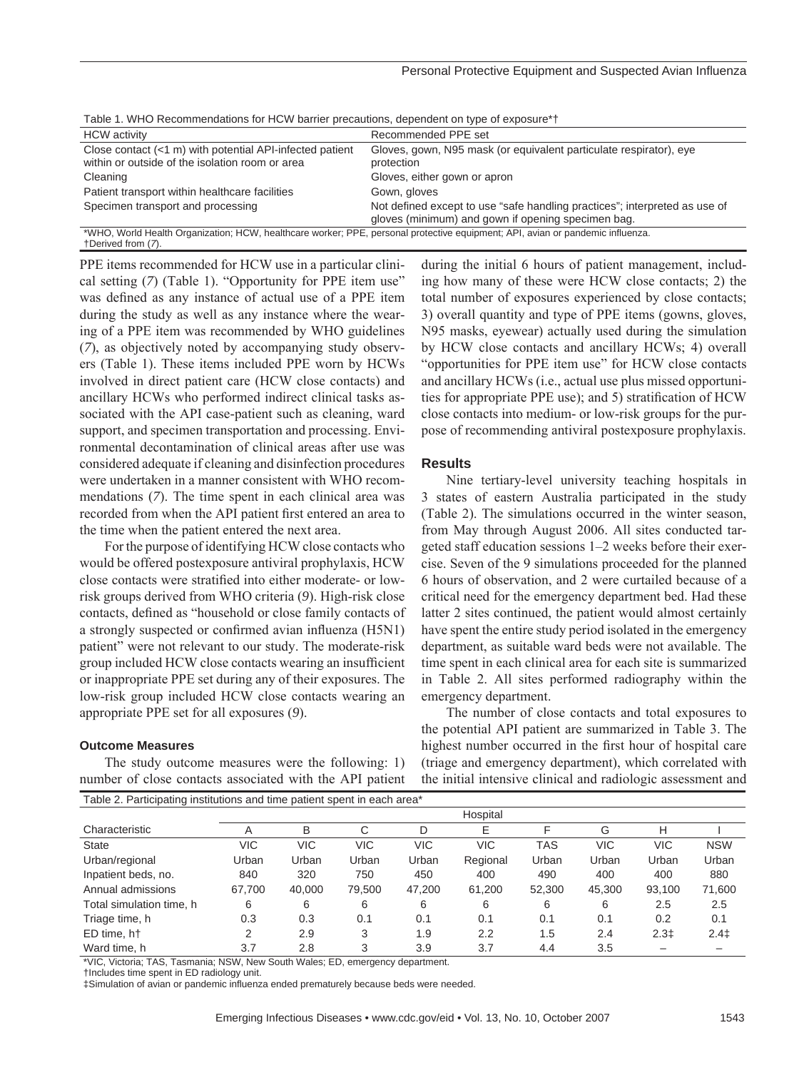Table 1. WHO Recommendations for HCW barrier precautions, dependent on type of exposure*†

| HCW activity | Recommended PPE set |
|---|---|
| Close contact (<1 m) with potential API-infected patient within or outside of the isolation room or area | Gloves, gown, N95 mask (or equivalent particulate respirator), eye protection |
| Cleaning | Gloves, either gown or apron |
| Patient transport within healthcare facilities | Gown, gloves |
| Specimen transport and processing | Not defined except to use "safe handling practices"; interpreted as use of gloves (minimum) and gown if opening specimen bag. |

*WHO, World Health Organization; HCW, healthcare worker; PPE, personal protective equipment; API, avian or pandemic influenza.
†Derived from (7).

PPE items recommended for HCW use in a particular clinical setting (7) (Table 1). "Opportunity for PPE item use" was defined as any instance of actual use of a PPE item during the study as well as any instance where the wearing of a PPE item was recommended by WHO guidelines (7), as objectively noted by accompanying study observers (Table 1). These items included PPE worn by HCWs involved in direct patient care (HCW close contacts) and ancillary HCWs who performed indirect clinical tasks associated with the API case-patient such as cleaning, ward support, and specimen transportation and processing. Environmental decontamination of clinical areas after use was considered adequate if cleaning and disinfection procedures were undertaken in a manner consistent with WHO recommendations (7). The time spent in each clinical area was recorded from when the API patient first entered an area to the time when the patient entered the next area.

For the purpose of identifying HCW close contacts who would be offered postexposure antiviral prophylaxis, HCW close contacts were stratified into either moderate- or low-risk groups derived from WHO criteria (9). High-risk close contacts, defined as "household or close family contacts of a strongly suspected or confirmed avian influenza (H5N1) patient" were not relevant to our study. The moderate-risk group included HCW close contacts wearing an insufficient or inappropriate PPE set during any of their exposures. The low-risk group included HCW close contacts wearing an appropriate PPE set for all exposures (9).

#### Outcome Measures

The study outcome measures were the following: 1) number of close contacts associated with the API patient during the initial 6 hours of patient management, including how many of these were HCW close contacts; 2) the total number of exposures experienced by close contacts; 3) overall quantity and type of PPE items (gowns, gloves, N95 masks, eyewear) actually used during the simulation by HCW close contacts and ancillary HCWs; 4) overall "opportunities for PPE item use" for HCW close contacts and ancillary HCWs (i.e., actual use plus missed opportunities for appropriate PPE use); and 5) stratification of HCW close contacts into medium- or low-risk groups for the purpose of recommending antiviral postexposure prophylaxis.

### Results

Nine tertiary-level university teaching hospitals in 3 states of eastern Australia participated in the study (Table 2). The simulations occurred in the winter season, from May through August 2006. All sites conducted targeted staff education sessions 1–2 weeks before their exercise. Seven of the 9 simulations proceeded for the planned 6 hours of observation, and 2 were curtailed because of a critical need for the emergency department bed. Had these latter 2 sites continued, the patient would almost certainly have spent the entire study period isolated in the emergency department, as suitable ward beds were not available. The time spent in each clinical area for each site is summarized in Table 2. All sites performed radiography within the emergency department.

The number of close contacts and total exposures to the potential API patient are summarized in Table 3. The highest number occurred in the first hour of hospital care (triage and emergency department), which correlated with the initial intensive clinical and radiologic assessment and

Table 2. Participating institutions and time patient spent in each area*

| Characteristic | Hospital | | | | | | | | |
|---|---|---|---|---|---|---|---|---|---|
| | A | B | C | D | E | F | G | H | I |
| State | VIC | VIC | VIC | VIC | VIC | TAS | VIC | VIC | NSW |
| Urban/regional | Urban | Urban | Urban | Urban | Regional | Urban | Urban | Urban | Urban |
| Inpatient beds, no. | 840 | 320 | 750 | 450 | 400 | 490 | 400 | 400 | 880 |
| Annual admissions | 67,700 | 40,000 | 79,500 | 47,200 | 61,200 | 52,300 | 45,300 | 93,100 | 71,600 |
| Total simulation time, h | 6 | 6 | 6 | 6 | 6 | 6 | 6 | 2.5 | 2.5 |
| Triage time, h | 0.3 | 0.3 | 0.1 | 0.1 | 0.1 | 0.1 | 0.1 | 0.2 | 0.1 |
| ED time, h† | 2 | 2.9 | 3 | 1.9 | 2.2 | 1.5 | 2.4 | 2.3‡ | 2.4‡ |
| Ward time, h | 3.7 | 2.8 | 3 | 3.9 | 3.7 | 4.4 | 3.5 | – | – |

*VIC, Victoria; TAS, Tasmania; NSW, New South Wales; ED, emergency department.
†Includes time spent in ED radiology unit.
‡Simulation of avian or pandemic influenza ended prematurely because beds were needed.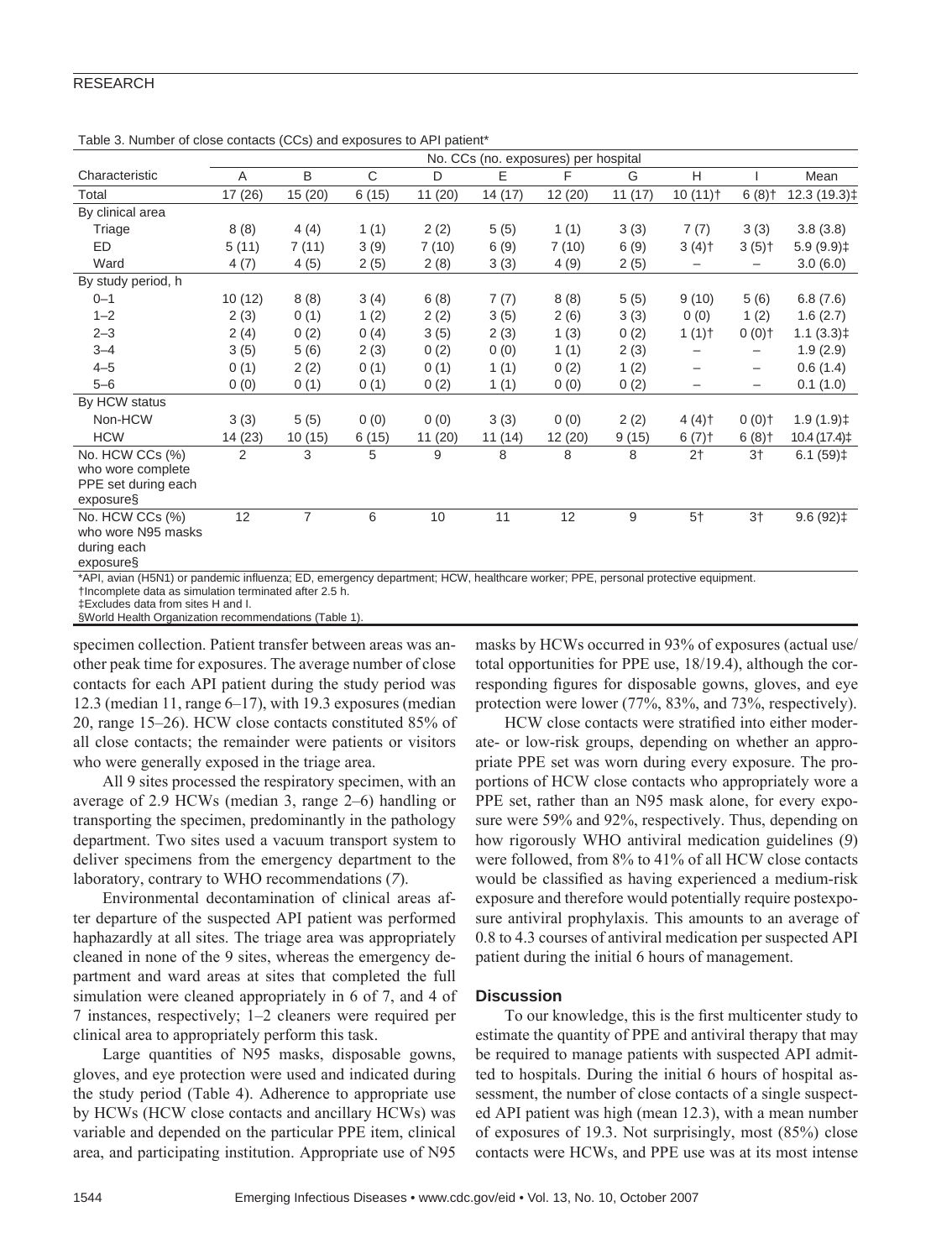Table 3. Number of close contacts (CCs) and exposures to API patient*

| Characteristic | No. CCs (no. exposures) per hospital | | | | | | | | | |
|---|---|---|---|---|---|---|---|---|---|---|
| | A | B | C | D | E | F | G | H | I | Mean |
| Total | 17 (26) | 15 (20) | 6 (15) | 11 (20) | 14 (17) | 12 (20) | 11 (17) | 10 (11)† | 6 (8)† | 12.3 (19.3)‡ |
| By clinical area | | | | | | | | | | |
| Triage | 8 (8) | 4 (4) | 1 (1) | 2 (2) | 5 (5) | 1 (1) | 3 (3) | 7 (7) | 3 (3) | 3.8 (3.8) |
| ED | 5 (11) | 7 (11) | 3 (9) | 7 (10) | 6 (9) | 7 (10) | 6 (9) | 3 (4)† | 3 (5)† | 5.9 (9.9)‡ |
| Ward | 4 (7) | 4 (5) | 2 (5) | 2 (8) | 3 (3) | 4 (9) | 2 (5) | – | – | 3.0 (6.0) |
| By study period, h | | | | | | | | | | |
| 0–1 | 10 (12) | 8 (8) | 3 (4) | 6 (8) | 7 (7) | 8 (8) | 5 (5) | 9 (10) | 5 (6) | 6.8 (7.6) |
| 1–2 | 2 (3) | 0 (1) | 1 (2) | 2 (2) | 3 (5) | 2 (6) | 3 (3) | 0 (0) | 1 (2) | 1.6 (2.7) |
| 2–3 | 2 (4) | 0 (2) | 0 (4) | 3 (5) | 2 (3) | 1 (3) | 0 (2) | 1 (1)† | 0 (0)† | 1.1 (3.3)‡ |
| 3–4 | 3 (5) | 5 (6) | 2 (3) | 0 (2) | 0 (0) | 1 (1) | 2 (3) | – | – | 1.9 (2.9) |
| 4–5 | 0 (1) | 2 (2) | 0 (1) | 0 (1) | 1 (1) | 0 (2) | 1 (2) | – | – | 0.6 (1.4) |
| 5–6 | 0 (0) | 0 (1) | 0 (1) | 0 (2) | 1 (1) | 0 (0) | 0 (2) | – | – | 0.1 (1.0) |
| By HCW status | | | | | | | | | | |
| Non-HCW | 3 (3) | 5 (5) | 0 (0) | 0 (0) | 3 (3) | 0 (0) | 2 (2) | 4 (4)† | 0 (0)† | 1.9 (1.9)‡ |
| HCW | 14 (23) | 10 (15) | 6 (15) | 11 (20) | 11 (14) | 12 (20) | 9 (15) | 6 (7)† | 6 (8)† | 10.4 (17.4)‡ |
| No. HCW CCs (%) who wore complete PPE set during each exposure§ | 2 | 3 | 5 | 9 | 8 | 8 | 8 | 2† | 3† | 6.1 (59)‡ |
| No. HCW CCs (%) who wore N95 masks during each exposure§ | 12 | 7 | 6 | 10 | 11 | 12 | 9 | 5† | 3† | 9.6 (92)‡ |

*API, avian (H5N1) or pandemic influenza; ED, emergency department; HCW, healthcare worker; PPE, personal protective equipment.
†Incomplete data as simulation terminated after 2.5 h.
‡Excludes data from sites H and I.
§World Health Organization recommendations (Table 1).

specimen collection. Patient transfer between areas was another peak time for exposures. The average number of close contacts for each API patient during the study period was 12.3 (median 11, range 6–17), with 19.3 exposures (median 20, range 15–26). HCW close contacts constituted 85% of all close contacts; the remainder were patients or visitors who were generally exposed in the triage area.

All 9 sites processed the respiratory specimen, with an average of 2.9 HCWs (median 3, range 2–6) handling or transporting the specimen, predominantly in the pathology department. Two sites used a vacuum transport system to deliver specimens from the emergency department to the laboratory, contrary to WHO recommendations (*7*).

Environmental decontamination of clinical areas after departure of the suspected API patient was performed haphazardly at all sites. The triage area was appropriately cleaned in none of the 9 sites, whereas the emergency department and ward areas at sites that completed the full simulation were cleaned appropriately in 6 of 7, and 4 of 7 instances, respectively; 1–2 cleaners were required per clinical area to appropriately perform this task.

Large quantities of N95 masks, disposable gowns, gloves, and eye protection were used and indicated during the study period (Table 4). Adherence to appropriate use by HCWs (HCW close contacts and ancillary HCWs) was variable and depended on the particular PPE item, clinical area, and participating institution. Appropriate use of N95 masks by HCWs occurred in 93% of exposures (actual use/total opportunities for PPE use, 18/19.4), although the corresponding figures for disposable gowns, gloves, and eye protection were lower (77%, 83%, and 73%, respectively).

HCW close contacts were stratified into either moderate- or low-risk groups, depending on whether an appropriate PPE set was worn during every exposure. The proportions of HCW close contacts who appropriately wore a PPE set, rather than an N95 mask alone, for every exposure were 59% and 92%, respectively. Thus, depending on how rigorously WHO antiviral medication guidelines (*9*) were followed, from 8% to 41% of all HCW close contacts would be classified as having experienced a medium-risk exposure and therefore would potentially require postexposure antiviral prophylaxis. This amounts to an average of 0.8 to 4.3 courses of antiviral medication per suspected API patient during the initial 6 hours of management.

## Discussion

To our knowledge, this is the first multicenter study to estimate the quantity of PPE and antiviral therapy that may be required to manage patients with suspected API admitted to hospitals. During the initial 6 hours of hospital assessment, the number of close contacts of a single suspected API patient was high (mean 12.3), with a mean number of exposures of 19.3. Not surprisingly, most (85%) close contacts were HCWs, and PPE use was at its most intense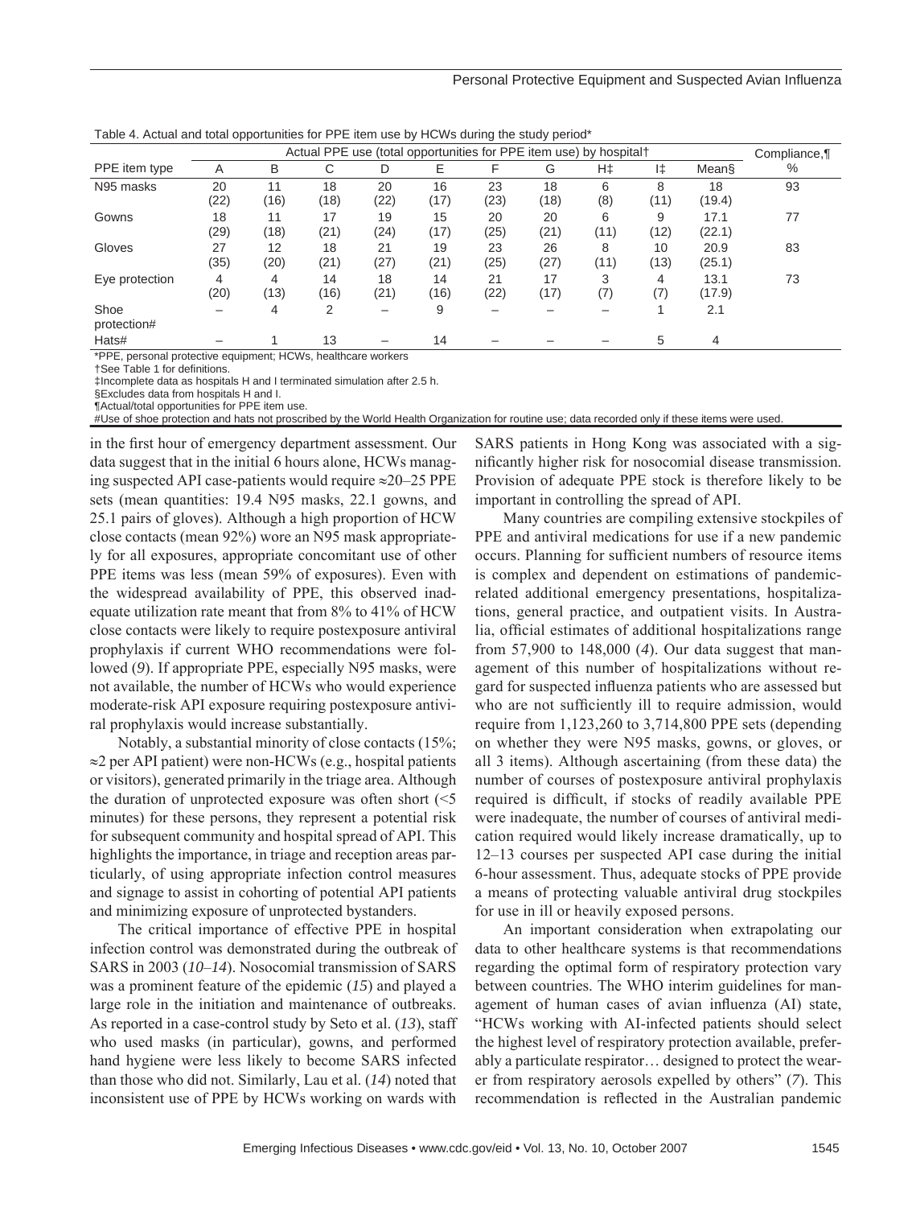Table 4. Actual and total opportunities for PPE item use by HCWs during the study period*

| PPE item type | Actual PPE use (total opportunities for PPE item use) by hospital† | | | | | | | | | | Compliance,¶ % |
|---|---|---|---|---|---|---|---|---|---|---|---|
| | A | B | C | D | E | F | G | H‡ | I‡ | Mean§ | |
| N95 masks | 20 (22) | 11 (16) | 18 (18) | 20 (22) | 16 (17) | 23 (23) | 18 (18) | 6 (8) | 8 (11) | 18 (19.4) | 93 |
| Gowns | 18 (29) | 11 (18) | 17 (21) | 19 (24) | 15 (17) | 20 (25) | 20 (21) | 6 (11) | 9 (12) | 17.1 (22.1) | 77 |
| Gloves | 27 (35) | 12 (20) | 18 (21) | 21 (27) | 19 (21) | 23 (25) | 26 (27) | 8 (11) | 10 (13) | 20.9 (25.1) | 83 |
| Eye protection | 4 (20) | 4 (13) | 14 (16) | 18 (21) | 14 (16) | 21 (22) | 17 (17) | 3 (7) | 4 (7) | 13.1 (17.9) | 73 |
| Shoe protection# | – | 4 | 2 | – | 9 | – | – | – | 1 | 2.1 | |
| Hats# | – | 1 | 13 | – | 14 | – | – | – | 5 | 4 | |

*PPE, personal protective equipment; HCWs, healthcare workers
†See Table 1 for definitions.
‡Incomplete data as hospitals H and I terminated simulation after 2.5 h.
§Excludes data from hospitals H and I.
¶Actual/total opportunities for PPE item use.
#Use of shoe protection and hats not proscribed by the World Health Organization for routine use; data recorded only if these items were used.

in the first hour of emergency department assessment. Our data suggest that in the initial 6 hours alone, HCWs managing suspected API case-patients would require ≈20–25 PPE sets (mean quantities: 19.4 N95 masks, 22.1 gowns, and 25.1 pairs of gloves). Although a high proportion of HCW close contacts (mean 92%) wore an N95 mask appropriately for all exposures, appropriate concomitant use of other PPE items was less (mean 59% of exposures). Even with the widespread availability of PPE, this observed inadequate utilization rate meant that from 8% to 41% of HCW close contacts were likely to require postexposure antiviral prophylaxis if current WHO recommendations were followed (*9*). If appropriate PPE, especially N95 masks, were not available, the number of HCWs who would experience moderate-risk API exposure requiring postexposure antiviral prophylaxis would increase substantially.

Notably, a substantial minority of close contacts (15%; ≈2 per API patient) were non-HCWs (e.g., hospital patients or visitors), generated primarily in the triage area. Although the duration of unprotected exposure was often short (<5 minutes) for these persons, they represent a potential risk for subsequent community and hospital spread of API. This highlights the importance, in triage and reception areas particularly, of using appropriate infection control measures and signage to assist in cohorting of potential API patients and minimizing exposure of unprotected bystanders.

The critical importance of effective PPE in hospital infection control was demonstrated during the outbreak of SARS in 2003 (*10*–*14*). Nosocomial transmission of SARS was a prominent feature of the epidemic (*15*) and played a large role in the initiation and maintenance of outbreaks. As reported in a case-control study by Seto et al. (*13*), staff who used masks (in particular), gowns, and performed hand hygiene were less likely to become SARS infected than those who did not. Similarly, Lau et al. (*14*) noted that inconsistent use of PPE by HCWs working on wards with SARS patients in Hong Kong was associated with a significantly higher risk for nosocomial disease transmission. Provision of adequate PPE stock is therefore likely to be important in controlling the spread of API.

Many countries are compiling extensive stockpiles of PPE and antiviral medications for use if a new pandemic occurs. Planning for sufficient numbers of resource items is complex and dependent on estimations of pandemic-related additional emergency presentations, hospitalizations, general practice, and outpatient visits. In Australia, official estimates of additional hospitalizations range from 57,900 to 148,000 (*4*). Our data suggest that management of this number of hospitalizations without regard for suspected influenza patients who are assessed but who are not sufficiently ill to require admission, would require from 1,123,260 to 3,714,800 PPE sets (depending on whether they were N95 masks, gowns, or gloves, or all 3 items). Although ascertaining (from these data) the number of courses of postexposure antiviral prophylaxis required is difficult, if stocks of readily available PPE were inadequate, the number of courses of antiviral medication required would likely increase dramatically, up to 12–13 courses per suspected API case during the initial 6-hour assessment. Thus, adequate stocks of PPE provide a means of protecting valuable antiviral drug stockpiles for use in ill or heavily exposed persons.

An important consideration when extrapolating our data to other healthcare systems is that recommendations regarding the optimal form of respiratory protection vary between countries. The WHO interim guidelines for management of human cases of avian influenza (AI) state, "HCWs working with AI-infected patients should select the highest level of respiratory protection available, preferably a particulate respirator… designed to protect the wearer from respiratory aerosols expelled by others" (*7*). This recommendation is reflected in the Australian pandemic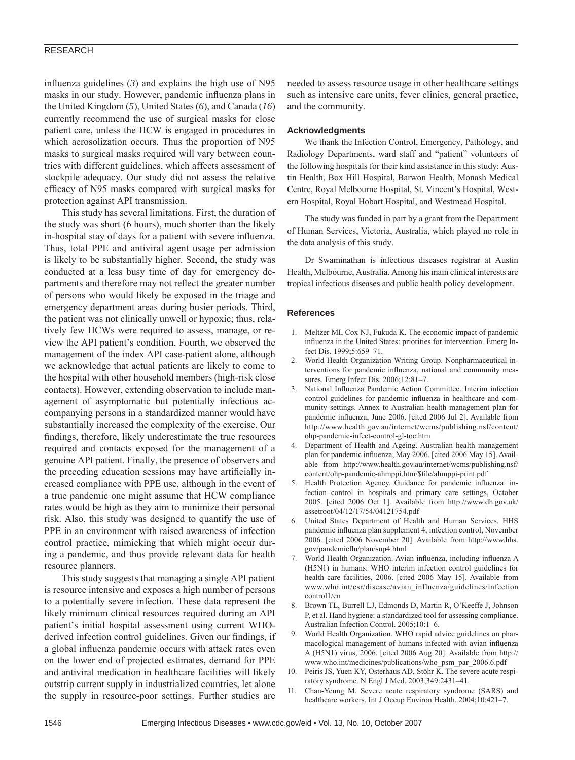influenza guidelines (*3*) and explains the high use of N95 masks in our study. However, pandemic influenza plans in the United Kingdom (*5*), United States (*6*), and Canada (*16*) currently recommend the use of surgical masks for close patient care, unless the HCW is engaged in procedures in which aerosolization occurs. Thus the proportion of N95 masks to surgical masks required will vary between countries with different guidelines, which affects assessment of stockpile adequacy. Our study did not assess the relative efficacy of N95 masks compared with surgical masks for protection against API transmission.

This study has several limitations. First, the duration of the study was short (6 hours), much shorter than the likely in-hospital stay of days for a patient with severe influenza. Thus, total PPE and antiviral agent usage per admission is likely to be substantially higher. Second, the study was conducted at a less busy time of day for emergency departments and therefore may not reflect the greater number of persons who would likely be exposed in the triage and emergency department areas during busier periods. Third, the patient was not clinically unwell or hypoxic; thus, relatively few HCWs were required to assess, manage, or review the API patient's condition. Fourth, we observed the management of the index API case-patient alone, although we acknowledge that actual patients are likely to come to the hospital with other household members (high-risk close contacts). However, extending observation to include management of asymptomatic but potentially infectious accompanying persons in a standardized manner would have substantially increased the complexity of the exercise. Our findings, therefore, likely underestimate the true resources required and contacts exposed for the management of a genuine API patient. Finally, the presence of observers and the preceding education sessions may have artificially increased compliance with PPE use, although in the event of a true pandemic one might assume that HCW compliance rates would be high as they aim to minimize their personal risk. Also, this study was designed to quantify the use of PPE in an environment with raised awareness of infection control practice, mimicking that which might occur during a pandemic, and thus provide relevant data for health resource planners.

This study suggests that managing a single API patient is resource intensive and exposes a high number of persons to a potentially severe infection. These data represent the likely minimum clinical resources required during an API patient's initial hospital assessment using current WHO-derived infection control guidelines. Given our findings, if a global influenza pandemic occurs with attack rates even on the lower end of projected estimates, demand for PPE and antiviral medication in healthcare facilities will likely outstrip current supply in industrialized countries, let alone the supply in resource-poor settings. Further studies are needed to assess resource usage in other healthcare settings such as intensive care units, fever clinics, general practice, and the community.

### Acknowledgments

We thank the Infection Control, Emergency, Pathology, and Radiology Departments, ward staff and "patient" volunteers of the following hospitals for their kind assistance in this study: Austin Health, Box Hill Hospital, Barwon Health, Monash Medical Centre, Royal Melbourne Hospital, St. Vincent's Hospital, Western Hospital, Royal Hobart Hospital, and Westmead Hospital.

The study was funded in part by a grant from the Department of Human Services, Victoria, Australia, which played no role in the data analysis of this study.

Dr Swaminathan is infectious diseases registrar at Austin Health, Melbourne, Australia. Among his main clinical interests are tropical infectious diseases and public health policy development.

### References

1. Meltzer MI, Cox NJ, Fukuda K. The economic impact of pandemic influenza in the United States: priorities for intervention. Emerg Infect Dis. 1999;5:659–71.
2. World Health Organization Writing Group. Nonpharmaceutical interventions for pandemic influenza, national and community measures. Emerg Infect Dis. 2006;12:81–7.
3. National Influenza Pandemic Action Committee. Interim infection control guidelines for pandemic influenza in healthcare and community settings. Annex to Australian health management plan for pandemic influenza, June 2006. [cited 2006 Jul 2]. Available from http://www.health.gov.au/internet/wcms/publishing.nsf/content/ohp-pandemic-infect-control-gl-toc.htm
4. Department of Health and Ageing. Australian health management plan for pandemic influenza, May 2006. [cited 2006 May 15]. Available from http://www.health.gov.au/internet/wcms/publishing.nsf/content/ohp-pandemic-ahmppi.htm/$file/ahmppi-print.pdf
5. Health Protection Agency. Guidance for pandemic influenza: infection control in hospitals and primary care settings, October 2005. [cited 2006 Oct 1]. Available from http://www.dh.gov.uk/assetroot/04/12/17/54/04121754.pdf
6. United States Department of Health and Human Services. HHS pandemic influenza plan supplement 4, infection control, November 2006. [cited 2006 November 20]. Available from http://www.hhs.gov/pandemicflu/plan/sup4.html
7. World Health Organization. Avian influenza, including influenza A (H5N1) in humans: WHO interim infection control guidelines for health care facilities, 2006. [cited 2006 May 15]. Available from www.who.int/csr/disease/avian_influenza/guidelines/infectioncontrol1/en
8. Brown TL, Burrell LJ, Edmonds D, Martin R, O'Keeffe J, Johnson P, et al. Hand hygiene: a standardized tool for assessing compliance. Australian Infection Control. 2005;10:1–6.
9. World Health Organization. WHO rapid advice guidelines on pharmacological management of humans infected with avian influenza A (H5N1) virus, 2006. [cited 2006 Aug 20]. Available from http://www.who.int/medicines/publications/who_psm_par_2006.6.pdf
10. Peiris JS, Yuen KY, Osterhaus AD, Stöhr K. The severe acute respiratory syndrome. N Engl J Med. 2003;349:2431–41.
11. Chan-Yeung M. Severe acute respiratory syndrome (SARS) and healthcare workers. Int J Occup Environ Health. 2004;10:421–7.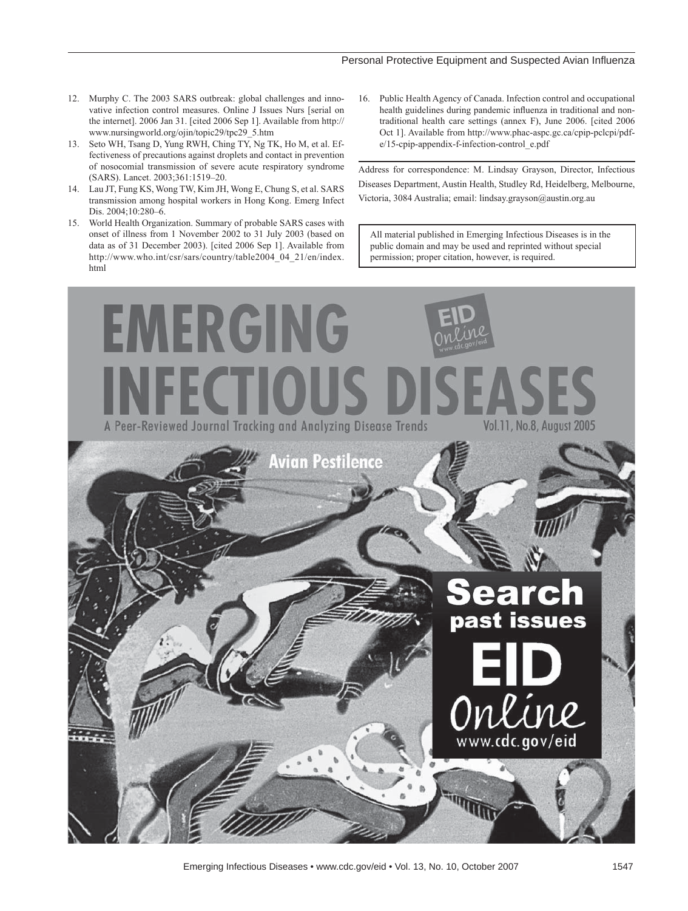12. Murphy C. The 2003 SARS outbreak: global challenges and innovative infection control measures. Online J Issues Nurs [serial on the internet]. 2006 Jan 31. [cited 2006 Sep 1]. Available from http://www.nursingworld.org/ojin/topic29/tpc29_5.htm
13. Seto WH, Tsang D, Yung RWH, Ching TY, Ng TK, Ho M, et al. Effectiveness of precautions against droplets and contact in prevention of nosocomial transmission of severe acute respiratory syndrome (SARS). Lancet. 2003;361:1519–20.
14. Lau JT, Fung KS, Wong TW, Kim JH, Wong E, Chung S, et al. SARS transmission among hospital workers in Hong Kong. Emerg Infect Dis. 2004;10:280–6.
15. World Health Organization. Summary of probable SARS cases with onset of illness from 1 November 2002 to 31 July 2003 (based on data as of 31 December 2003). [cited 2006 Sep 1]. Available from http://www.who.int/csr/sars/country/table2004_04_21/en/index.html
16. Public Health Agency of Canada. Infection control and occupational health guidelines during pandemic influenza in traditional and non-traditional health care settings (annex F), June 2006. [cited 2006 Oct 1]. Available from http://www.phac-aspc.gc.ca/cpip-pclcpi/pdf-e/15-cpip-appendix-f-infection-control_e.pdf

Address for correspondence: M. Lindsay Grayson, Director, Infectious Diseases Department, Austin Health, Studley Rd, Heidelberg, Melbourne, Victoria, 3084 Australia; email: lindsay.grayson@austin.org.au

All material published in Emerging Infectious Diseases is in the public domain and may be used and reprinted without special permission; proper citation, however, is required.

EMERGING INFECTIOUS DISEASES

EID Online www.cdc.gov/eid

A Peer-Reviewed Journal Tracking and Analyzing Disease Trends Vol.11, No.8, August 2005

Avian Pestilence

Search past issues

EID Online

www.cdc.gov/eid